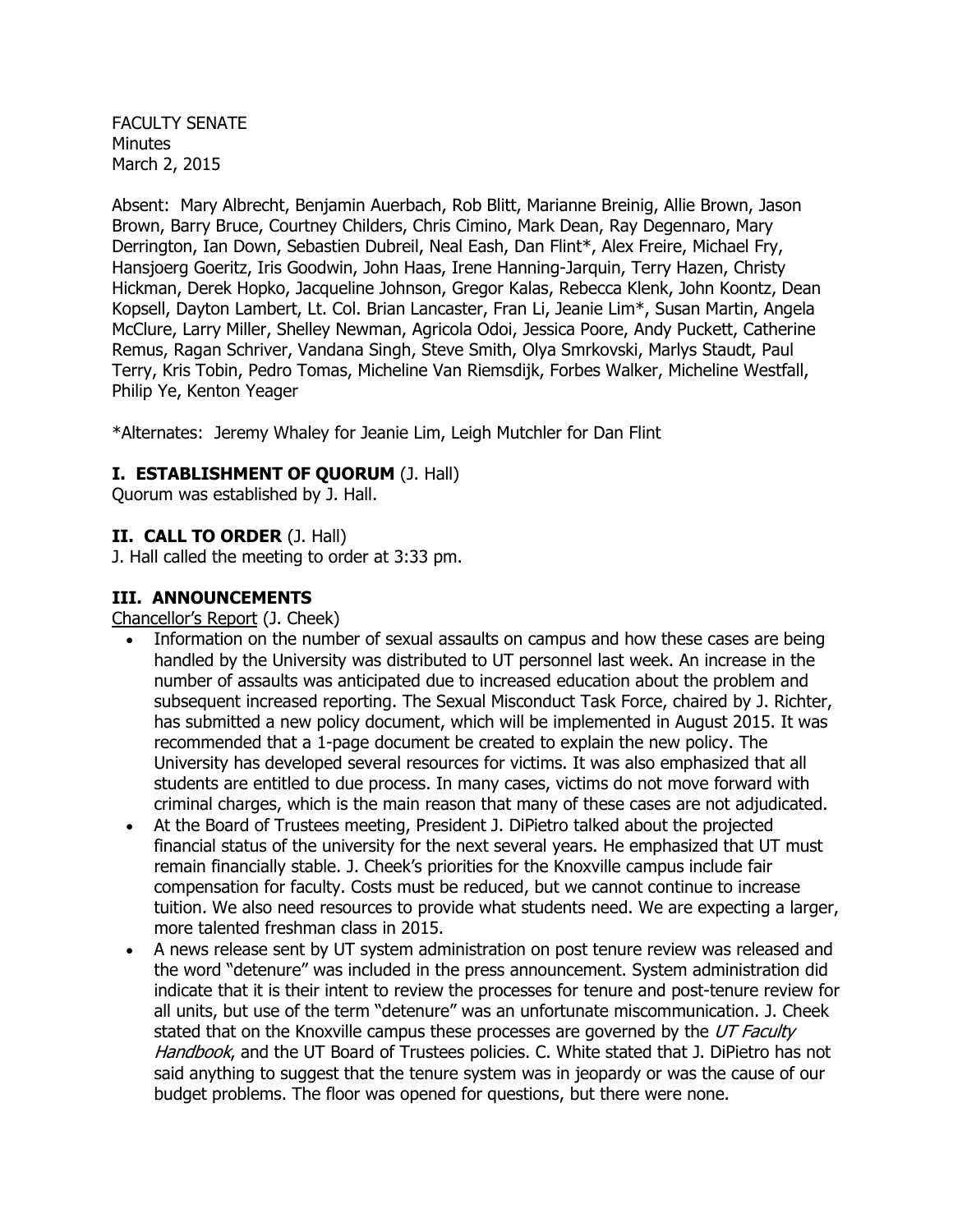FACULTY SENATE
Minutes
March 2, 2015

Absent: Mary Albrecht, Benjamin Auerbach, Rob Blitt, Marianne Breinig, Allie Brown, Jason Brown, Barry Bruce, Courtney Childers, Chris Cimino, Mark Dean, Ray Degennaro, Mary Derrington, Ian Down, Sebastien Dubreil, Neal Eash, Dan Flint*, Alex Freire, Michael Fry, Hansjoerg Goeritz, Iris Goodwin, John Haas, Irene Hanning-Jarquin, Terry Hazen, Christy Hickman, Derek Hopko, Jacqueline Johnson, Gregor Kalas, Rebecca Klenk, John Koontz, Dean Kopsell, Dayton Lambert, Lt. Col. Brian Lancaster, Fran Li, Jeanie Lim*, Susan Martin, Angela McClure, Larry Miller, Shelley Newman, Agricola Odoi, Jessica Poore, Andy Puckett, Catherine Remus, Ragan Schriver, Vandana Singh, Steve Smith, Olya Smrkovski, Marlys Staudt, Paul Terry, Kris Tobin, Pedro Tomas, Micheline Van Riemsdijk, Forbes Walker, Micheline Westfall, Philip Ye, Kenton Yeager

*Alternates: Jeremy Whaley for Jeanie Lim, Leigh Mutchler for Dan Flint

## I. ESTABLISHMENT OF QUORUM (J. Hall)

Quorum was established by J. Hall.

## II. CALL TO ORDER (J. Hall)

J. Hall called the meeting to order at 3:33 pm.

## III. ANNOUNCEMENTS

Chancellor's Report (J. Cheek)

- Information on the number of sexual assaults on campus and how these cases are being handled by the University was distributed to UT personnel last week. An increase in the number of assaults was anticipated due to increased education about the problem and subsequent increased reporting. The Sexual Misconduct Task Force, chaired by J. Richter, has submitted a new policy document, which will be implemented in August 2015. It was recommended that a 1-page document be created to explain the new policy. The University has developed several resources for victims. It was also emphasized that all students are entitled to due process. In many cases, victims do not move forward with criminal charges, which is the main reason that many of these cases are not adjudicated.
- At the Board of Trustees meeting, President J. DiPietro talked about the projected financial status of the university for the next several years. He emphasized that UT must remain financially stable. J. Cheek's priorities for the Knoxville campus include fair compensation for faculty. Costs must be reduced, but we cannot continue to increase tuition. We also need resources to provide what students need. We are expecting a larger, more talented freshman class in 2015.
- A news release sent by UT system administration on post tenure review was released and the word "detenure" was included in the press announcement. System administration did indicate that it is their intent to review the processes for tenure and post-tenure review for all units, but use of the term "detenure" was an unfortunate miscommunication. J. Cheek stated that on the Knoxville campus these processes are governed by the *UT Faculty Handbook*, and the UT Board of Trustees policies. C. White stated that J. DiPietro has not said anything to suggest that the tenure system was in jeopardy or was the cause of our budget problems. The floor was opened for questions, but there were none.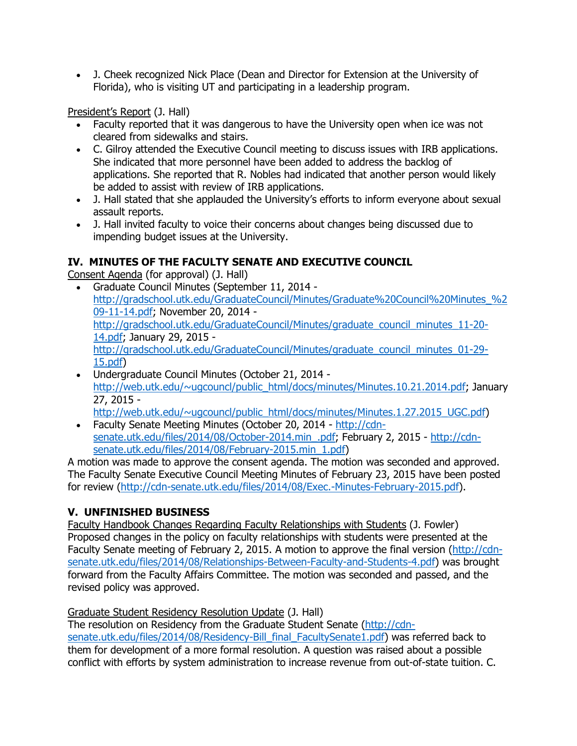- J. Cheek recognized Nick Place (Dean and Director for Extension at the University of Florida), who is visiting UT and participating in a leadership program.

President's Report (J. Hall)

- Faculty reported that it was dangerous to have the University open when ice was not cleared from sidewalks and stairs.
- C. Gilroy attended the Executive Council meeting to discuss issues with IRB applications. She indicated that more personnel have been added to address the backlog of applications. She reported that R. Nobles had indicated that another person would likely be added to assist with review of IRB applications.
- J. Hall stated that she applauded the University's efforts to inform everyone about sexual assault reports.
- J. Hall invited faculty to voice their concerns about changes being discussed due to impending budget issues at the University.

## IV. MINUTES OF THE FACULTY SENATE AND EXECUTIVE COUNCIL

Consent Agenda (for approval) (J. Hall)

- Graduate Council Minutes (September 11, 2014 - http://gradschool.utk.edu/GraduateCouncil/Minutes/Graduate%20Council%20Minutes_%209-11-14.pdf; November 20, 2014 - http://gradschool.utk.edu/GraduateCouncil/Minutes/graduate_council_minutes_11-20-14.pdf; January 29, 2015 - http://gradschool.utk.edu/GraduateCouncil/Minutes/graduate_council_minutes_01-29-15.pdf)
- Undergraduate Council Minutes (October 21, 2014 - http://web.utk.edu/~ugcouncl/public_html/docs/minutes/Minutes.10.21.2014.pdf; January 27, 2015 - http://web.utk.edu/~ugcouncl/public_html/docs/minutes/Minutes.1.27.2015_UGC.pdf)
- Faculty Senate Meeting Minutes (October 20, 2014 - http://cdn-senate.utk.edu/files/2014/08/October-2014.min_.pdf; February 2, 2015 - http://cdn-senate.utk.edu/files/2014/08/February-2015.min_1.pdf)

A motion was made to approve the consent agenda. The motion was seconded and approved. The Faculty Senate Executive Council Meeting Minutes of February 23, 2015 have been posted for review (http://cdn-senate.utk.edu/files/2014/08/Exec.-Minutes-February-2015.pdf).

## V. UNFINISHED BUSINESS

Faculty Handbook Changes Regarding Faculty Relationships with Students (J. Fowler)
Proposed changes in the policy on faculty relationships with students were presented at the Faculty Senate meeting of February 2, 2015. A motion to approve the final version (http://cdn-senate.utk.edu/files/2014/08/Relationships-Between-Faculty-and-Students-4.pdf) was brought forward from the Faculty Affairs Committee. The motion was seconded and passed, and the revised policy was approved.

Graduate Student Residency Resolution Update (J. Hall)
The resolution on Residency from the Graduate Student Senate (http://cdn-senate.utk.edu/files/2014/08/Residency-Bill_final_FacultySenate1.pdf) was referred back to them for development of a more formal resolution. A question was raised about a possible conflict with efforts by system administration to increase revenue from out-of-state tuition. C.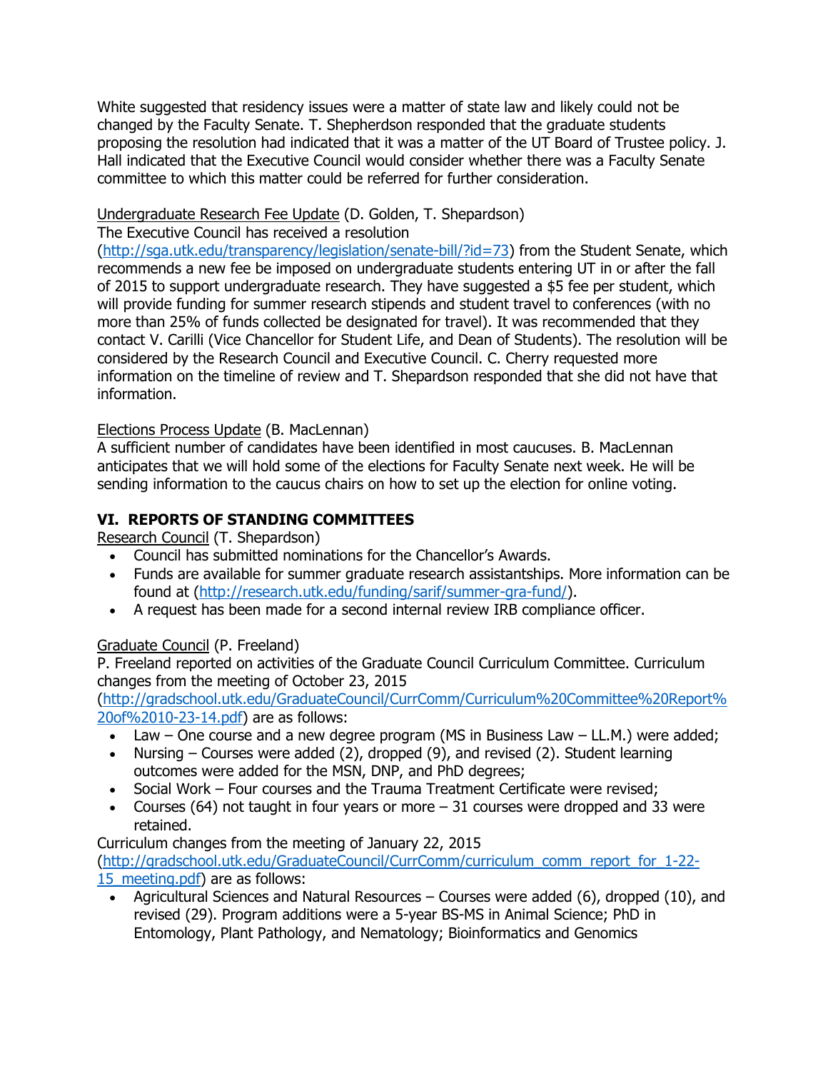White suggested that residency issues were a matter of state law and likely could not be changed by the Faculty Senate. T. Shepherdson responded that the graduate students proposing the resolution had indicated that it was a matter of the UT Board of Trustee policy. J. Hall indicated that the Executive Council would consider whether there was a Faculty Senate committee to which this matter could be referred for further consideration.

Undergraduate Research Fee Update (D. Golden, T. Shepardson)
The Executive Council has received a resolution (http://sga.utk.edu/transparency/legislation/senate-bill/?id=73) from the Student Senate, which recommends a new fee be imposed on undergraduate students entering UT in or after the fall of 2015 to support undergraduate research. They have suggested a $5 fee per student, which will provide funding for summer research stipends and student travel to conferences (with no more than 25% of funds collected be designated for travel). It was recommended that they contact V. Carilli (Vice Chancellor for Student Life, and Dean of Students). The resolution will be considered by the Research Council and Executive Council. C. Cherry requested more information on the timeline of review and T. Shepardson responded that she did not have that information.

Elections Process Update (B. MacLennan)
A sufficient number of candidates have been identified in most caucuses. B. MacLennan anticipates that we will hold some of the elections for Faculty Senate next week. He will be sending information to the caucus chairs on how to set up the election for online voting.

## VI. REPORTS OF STANDING COMMITTEES

Research Council (T. Shepardson)

- Council has submitted nominations for the Chancellor's Awards.
- Funds are available for summer graduate research assistantships. More information can be found at (http://research.utk.edu/funding/sarif/summer-gra-fund/).
- A request has been made for a second internal review IRB compliance officer.

Graduate Council (P. Freeland)
P. Freeland reported on activities of the Graduate Council Curriculum Committee. Curriculum changes from the meeting of October 23, 2015 (http://gradschool.utk.edu/GraduateCouncil/CurrComm/Curriculum%20Committee%20Report%20of%2010-23-14.pdf) are as follows:

- Law – One course and a new degree program (MS in Business Law – LL.M.) were added;
- Nursing – Courses were added (2), dropped (9), and revised (2). Student learning outcomes were added for the MSN, DNP, and PhD degrees;
- Social Work – Four courses and the Trauma Treatment Certificate were revised;
- Courses (64) not taught in four years or more – 31 courses were dropped and 33 were retained.

Curriculum changes from the meeting of January 22, 2015 (http://gradschool.utk.edu/GraduateCouncil/CurrComm/curriculum_comm_report_for_1-22-15_meeting.pdf) are as follows:

- Agricultural Sciences and Natural Resources – Courses were added (6), dropped (10), and revised (29). Program additions were a 5-year BS-MS in Animal Science; PhD in Entomology, Plant Pathology, and Nematology; Bioinformatics and Genomics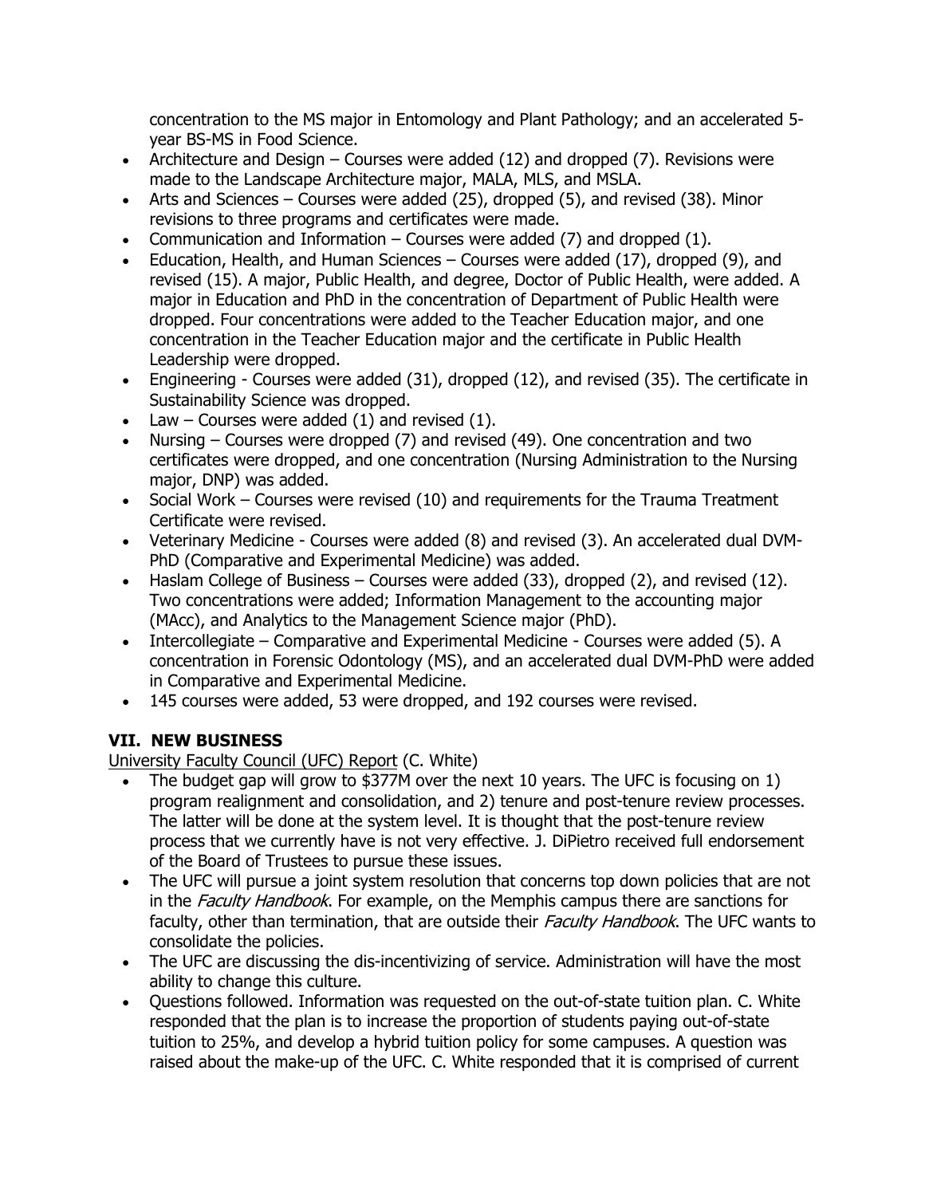concentration to the MS major in Entomology and Plant Pathology; and an accelerated 5-year BS-MS in Food Science.

- Architecture and Design – Courses were added (12) and dropped (7). Revisions were made to the Landscape Architecture major, MALA, MLS, and MSLA.
- Arts and Sciences – Courses were added (25), dropped (5), and revised (38). Minor revisions to three programs and certificates were made.
- Communication and Information – Courses were added (7) and dropped (1).
- Education, Health, and Human Sciences – Courses were added (17), dropped (9), and revised (15). A major, Public Health, and degree, Doctor of Public Health, were added. A major in Education and PhD in the concentration of Department of Public Health were dropped. Four concentrations were added to the Teacher Education major, and one concentration in the Teacher Education major and the certificate in Public Health Leadership were dropped.
- Engineering - Courses were added (31), dropped (12), and revised (35). The certificate in Sustainability Science was dropped.
- Law – Courses were added (1) and revised (1).
- Nursing – Courses were dropped (7) and revised (49). One concentration and two certificates were dropped, and one concentration (Nursing Administration to the Nursing major, DNP) was added.
- Social Work – Courses were revised (10) and requirements for the Trauma Treatment Certificate were revised.
- Veterinary Medicine - Courses were added (8) and revised (3). An accelerated dual DVM-PhD (Comparative and Experimental Medicine) was added.
- Haslam College of Business – Courses were added (33), dropped (2), and revised (12). Two concentrations were added; Information Management to the accounting major (MAcc), and Analytics to the Management Science major (PhD).
- Intercollegiate – Comparative and Experimental Medicine - Courses were added (5). A concentration in Forensic Odontology (MS), and an accelerated dual DVM-PhD were added in Comparative and Experimental Medicine.
- 145 courses were added, 53 were dropped, and 192 courses were revised.

## VII. NEW BUSINESS

University Faculty Council (UFC) Report (C. White)

- The budget gap will grow to $377M over the next 10 years. The UFC is focusing on 1) program realignment and consolidation, and 2) tenure and post-tenure review processes. The latter will be done at the system level. It is thought that the post-tenure review process that we currently have is not very effective. J. DiPietro received full endorsement of the Board of Trustees to pursue these issues.
- The UFC will pursue a joint system resolution that concerns top down policies that are not in the *Faculty Handbook*. For example, on the Memphis campus there are sanctions for faculty, other than termination, that are outside their *Faculty Handbook*. The UFC wants to consolidate the policies.
- The UFC are discussing the dis-incentivizing of service. Administration will have the most ability to change this culture.
- Questions followed. Information was requested on the out-of-state tuition plan. C. White responded that the plan is to increase the proportion of students paying out-of-state tuition to 25%, and develop a hybrid tuition policy for some campuses. A question was raised about the make-up of the UFC. C. White responded that it is comprised of current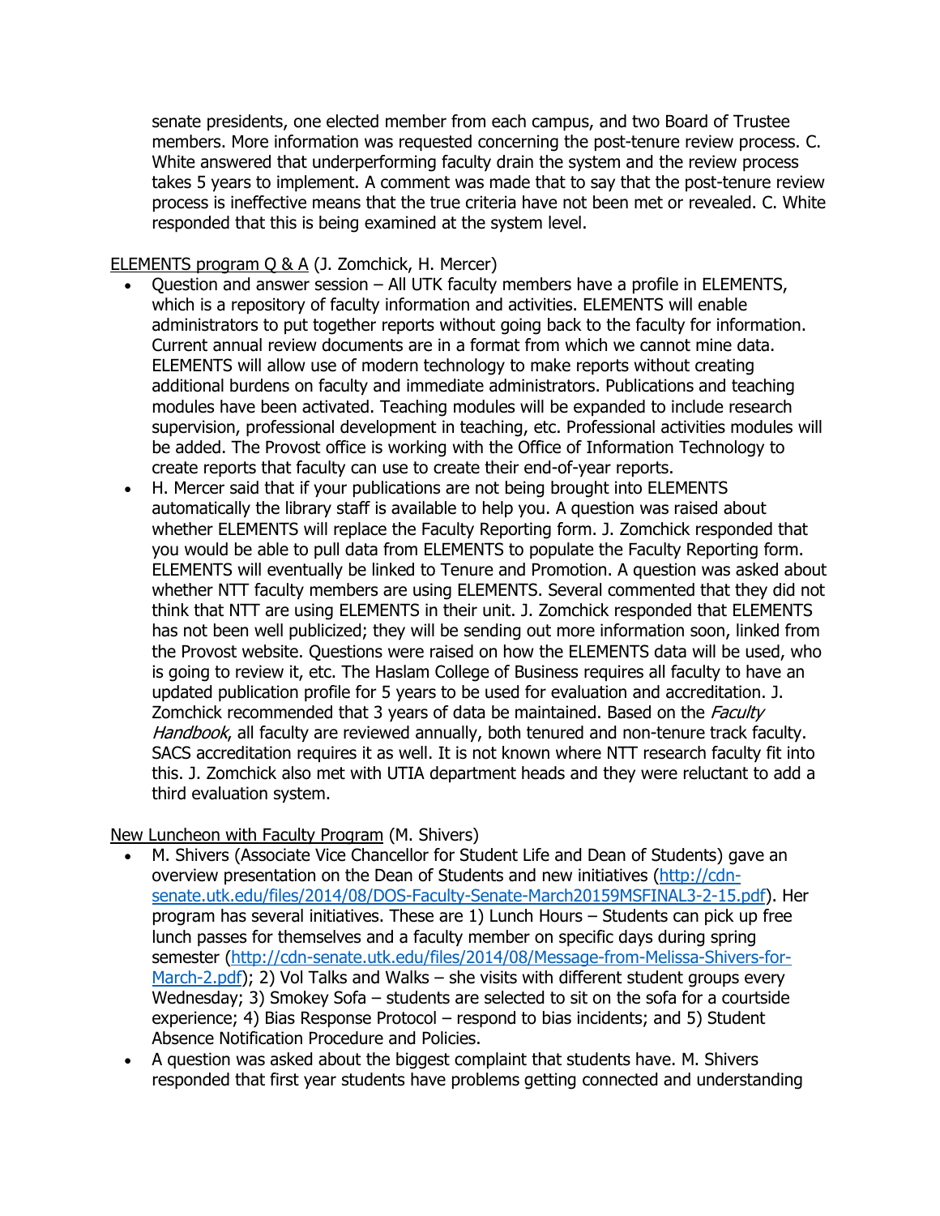senate presidents, one elected member from each campus, and two Board of Trustee members. More information was requested concerning the post-tenure review process. C. White answered that underperforming faculty drain the system and the review process takes 5 years to implement. A comment was made that to say that the post-tenure review process is ineffective means that the true criteria have not been met or revealed. C. White responded that this is being examined at the system level.

ELEMENTS program Q & A (J. Zomchick, H. Mercer)

- Question and answer session – All UTK faculty members have a profile in ELEMENTS, which is a repository of faculty information and activities. ELEMENTS will enable administrators to put together reports without going back to the faculty for information. Current annual review documents are in a format from which we cannot mine data. ELEMENTS will allow use of modern technology to make reports without creating additional burdens on faculty and immediate administrators. Publications and teaching modules have been activated. Teaching modules will be expanded to include research supervision, professional development in teaching, etc. Professional activities modules will be added. The Provost office is working with the Office of Information Technology to create reports that faculty can use to create their end-of-year reports.
- H. Mercer said that if your publications are not being brought into ELEMENTS automatically the library staff is available to help you. A question was raised about whether ELEMENTS will replace the Faculty Reporting form. J. Zomchick responded that you would be able to pull data from ELEMENTS to populate the Faculty Reporting form. ELEMENTS will eventually be linked to Tenure and Promotion. A question was asked about whether NTT faculty members are using ELEMENTS. Several commented that they did not think that NTT are using ELEMENTS in their unit. J. Zomchick responded that ELEMENTS has not been well publicized; they will be sending out more information soon, linked from the Provost website. Questions were raised on how the ELEMENTS data will be used, who is going to review it, etc. The Haslam College of Business requires all faculty to have an updated publication profile for 5 years to be used for evaluation and accreditation. J. Zomchick recommended that 3 years of data be maintained. Based on the *Faculty Handbook*, all faculty are reviewed annually, both tenured and non-tenure track faculty. SACS accreditation requires it as well. It is not known where NTT research faculty fit into this. J. Zomchick also met with UTIA department heads and they were reluctant to add a third evaluation system.

New Luncheon with Faculty Program (M. Shivers)

- M. Shivers (Associate Vice Chancellor for Student Life and Dean of Students) gave an overview presentation on the Dean of Students and new initiatives (http://cdn-senate.utk.edu/files/2014/08/DOS-Faculty-Senate-March20159MSFINAL3-2-15.pdf). Her program has several initiatives. These are 1) Lunch Hours – Students can pick up free lunch passes for themselves and a faculty member on specific days during spring semester (http://cdn-senate.utk.edu/files/2014/08/Message-from-Melissa-Shivers-for-March-2.pdf); 2) Vol Talks and Walks – she visits with different student groups every Wednesday; 3) Smokey Sofa – students are selected to sit on the sofa for a courtside experience; 4) Bias Response Protocol – respond to bias incidents; and 5) Student Absence Notification Procedure and Policies.
- A question was asked about the biggest complaint that students have. M. Shivers responded that first year students have problems getting connected and understanding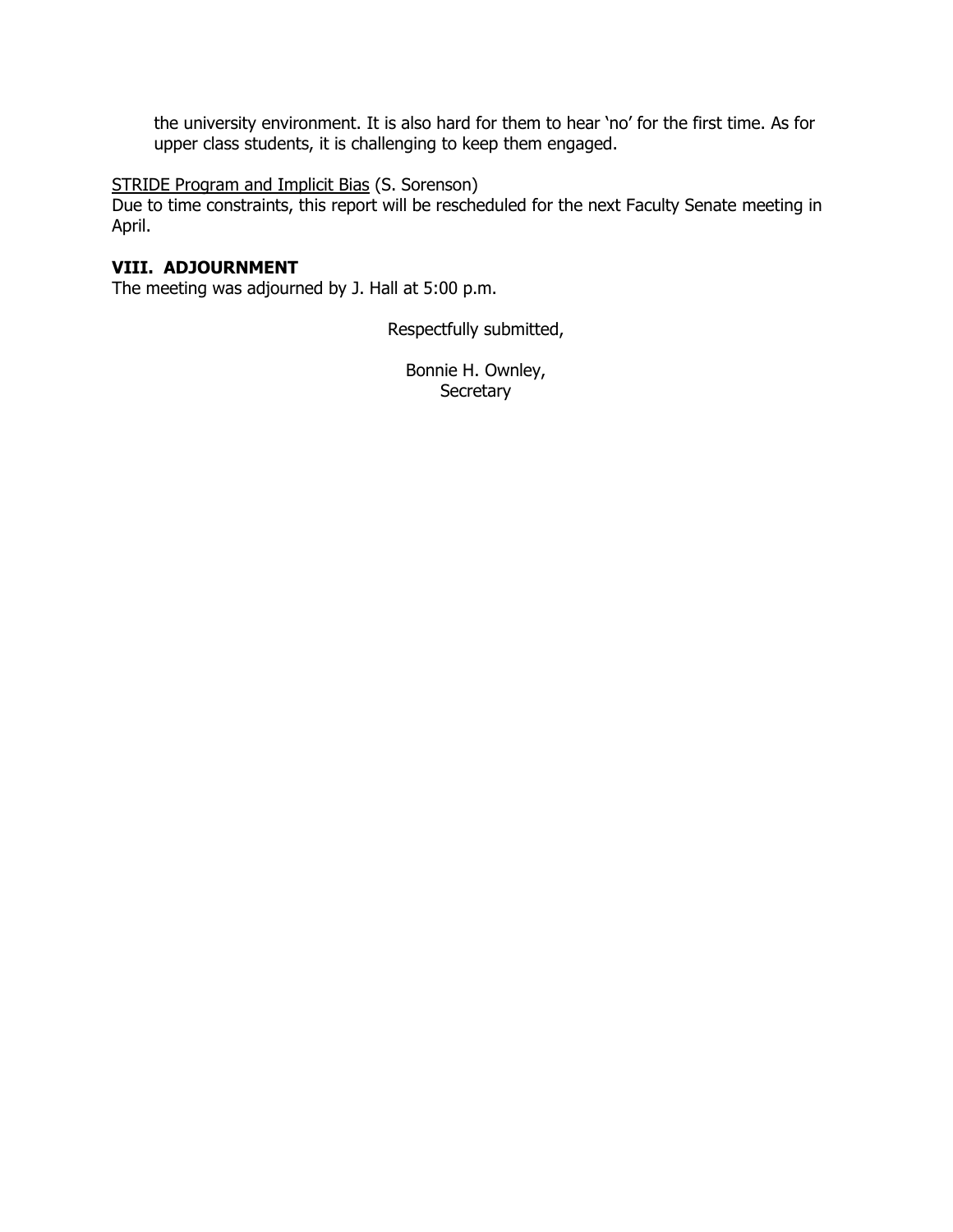the university environment. It is also hard for them to hear 'no' for the first time. As for upper class students, it is challenging to keep them engaged.

STRIDE Program and Implicit Bias (S. Sorenson)
Due to time constraints, this report will be rescheduled for the next Faculty Senate meeting in April.

**VIII. ADJOURNMENT**
The meeting was adjourned by J. Hall at 5:00 p.m.

Respectfully submitted,

Bonnie H. Ownley,
Secretary